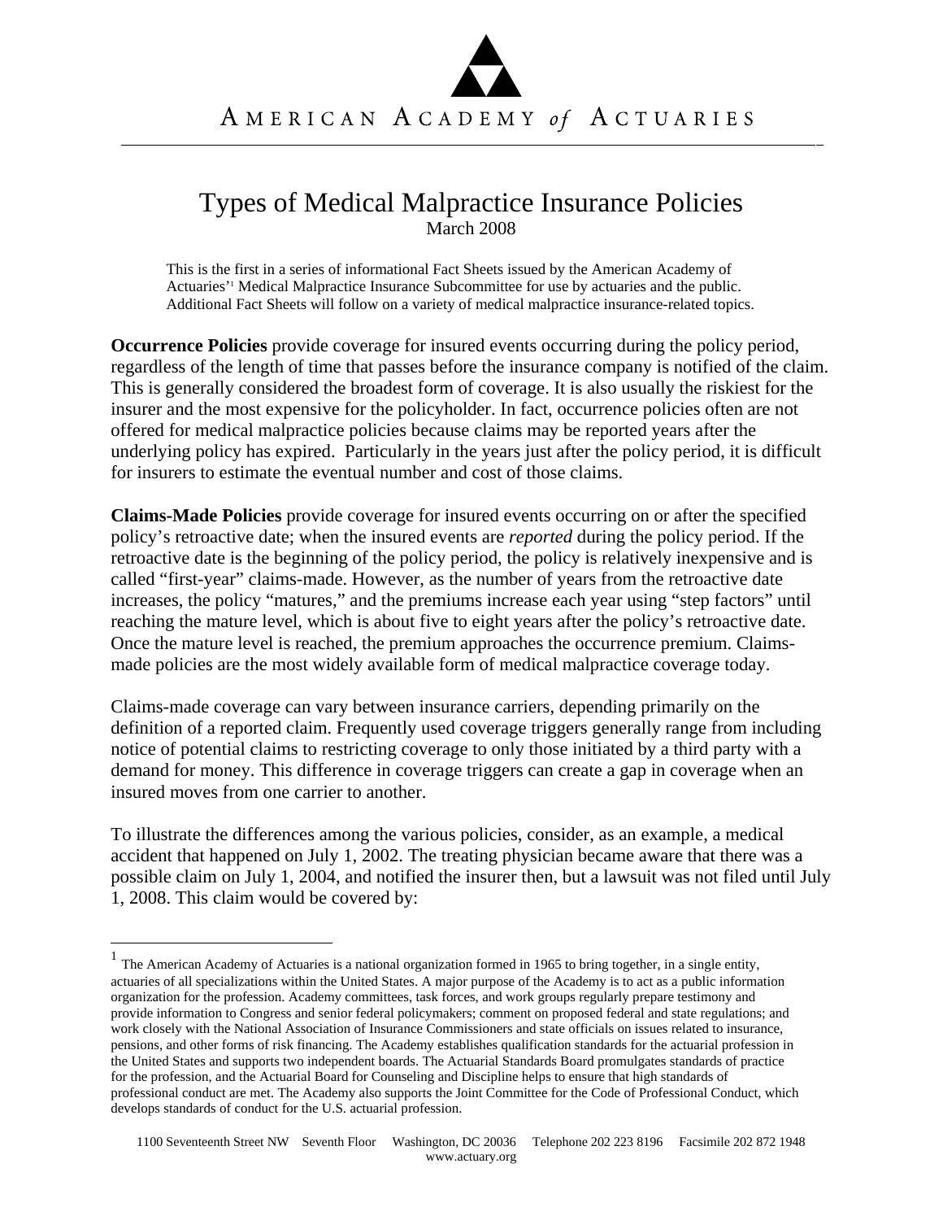# AMERICAN ACADEMY of ACTUARIES

## Types of Medical Malpractice Insurance Policies

March 2008

This is the first in a series of informational Fact Sheets issued by the American Academy of Actuaries'[1] Medical Malpractice Insurance Subcommittee for use by actuaries and the public. Additional Fact Sheets will follow on a variety of medical malpractice insurance-related topics.

**Occurrence Policies** provide coverage for insured events occurring during the policy period, regardless of the length of time that passes before the insurance company is notified of the claim. This is generally considered the broadest form of coverage. It is also usually the riskiest for the insurer and the most expensive for the policyholder. In fact, occurrence policies often are not offered for medical malpractice policies because claims may be reported years after the underlying policy has expired. Particularly in the years just after the policy period, it is difficult for insurers to estimate the eventual number and cost of those claims.

**Claims-Made Policies** provide coverage for insured events occurring on or after the specified policy's retroactive date; when the insured events are *reported* during the policy period. If the retroactive date is the beginning of the policy period, the policy is relatively inexpensive and is called "first-year" claims-made. However, as the number of years from the retroactive date increases, the policy "matures," and the premiums increase each year using "step factors" until reaching the mature level, which is about five to eight years after the policy's retroactive date. Once the mature level is reached, the premium approaches the occurrence premium. Claims-made policies are the most widely available form of medical malpractice coverage today.

Claims-made coverage can vary between insurance carriers, depending primarily on the definition of a reported claim. Frequently used coverage triggers generally range from including notice of potential claims to restricting coverage to only those initiated by a third party with a demand for money. This difference in coverage triggers can create a gap in coverage when an insured moves from one carrier to another.

To illustrate the differences among the various policies, consider, as an example, a medical accident that happened on July 1, 2002. The treating physician became aware that there was a possible claim on July 1, 2004, and notified the insurer then, but a lawsuit was not filed until July 1, 2008. This claim would be covered by:

---

[1] The American Academy of Actuaries is a national organization formed in 1965 to bring together, in a single entity, actuaries of all specializations within the United States. A major purpose of the Academy is to act as a public information organization for the profession. Academy committees, task forces, and work groups regularly prepare testimony and provide information to Congress and senior federal policymakers; comment on proposed federal and state regulations; and work closely with the National Association of Insurance Commissioners and state officials on issues related to insurance, pensions, and other forms of risk financing. The Academy establishes qualification standards for the actuarial profession in the United States and supports two independent boards. The Actuarial Standards Board promulgates standards of practice for the profession, and the Actuarial Board for Counseling and Discipline helps to ensure that high standards of professional conduct are met. The Academy also supports the Joint Committee for the Code of Professional Conduct, which develops standards of conduct for the U.S. actuarial profession.

1100 Seventeenth Street NW Seventh Floor Washington, DC 20036 Telephone 202 223 8196 Facsimile 202 872 1948
www.actuary.org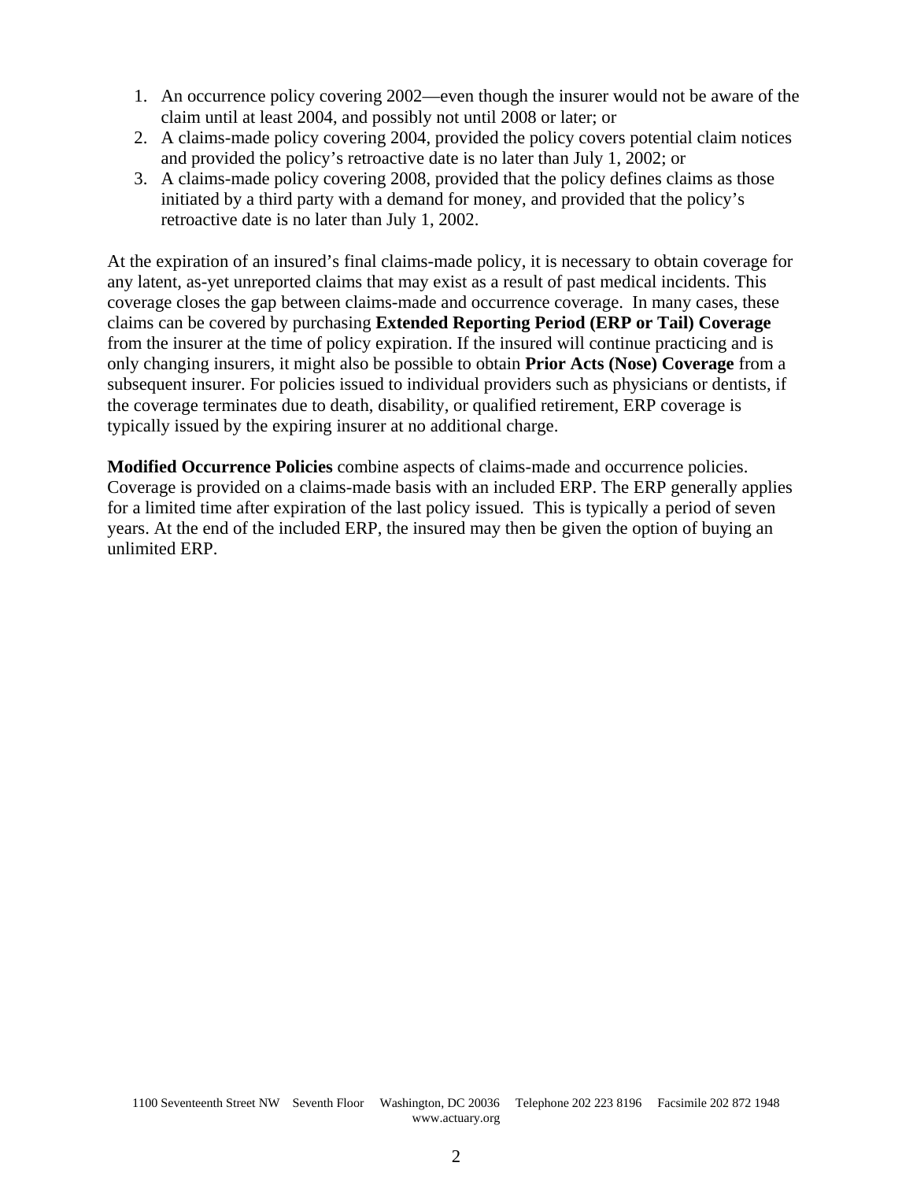1. An occurrence policy covering 2002—even though the insurer would not be aware of the claim until at least 2004, and possibly not until 2008 or later; or
2. A claims-made policy covering 2004, provided the policy covers potential claim notices and provided the policy's retroactive date is no later than July 1, 2002; or
3. A claims-made policy covering 2008, provided that the policy defines claims as those initiated by a third party with a demand for money, and provided that the policy's retroactive date is no later than July 1, 2002.

At the expiration of an insured's final claims-made policy, it is necessary to obtain coverage for any latent, as-yet unreported claims that may exist as a result of past medical incidents. This coverage closes the gap between claims-made and occurrence coverage. In many cases, these claims can be covered by purchasing **Extended Reporting Period (ERP or Tail) Coverage** from the insurer at the time of policy expiration. If the insured will continue practicing and is only changing insurers, it might also be possible to obtain **Prior Acts (Nose) Coverage** from a subsequent insurer. For policies issued to individual providers such as physicians or dentists, if the coverage terminates due to death, disability, or qualified retirement, ERP coverage is typically issued by the expiring insurer at no additional charge.

**Modified Occurrence Policies** combine aspects of claims-made and occurrence policies. Coverage is provided on a claims-made basis with an included ERP. The ERP generally applies for a limited time after expiration of the last policy issued. This is typically a period of seven years. At the end of the included ERP, the insured may then be given the option of buying an unlimited ERP.